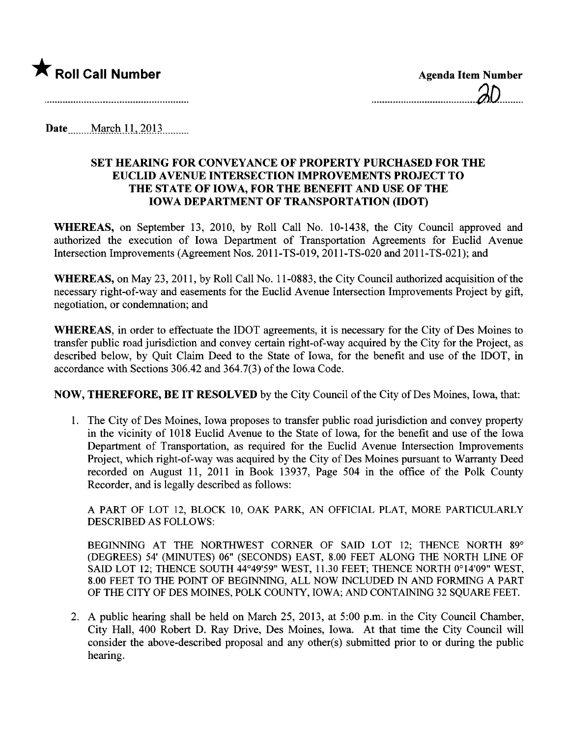★ **Roll Call Number**

**Agenda Item Number**

20

Date March 11, 2013

**SET HEARING FOR CONVEYANCE OF PROPERTY PURCHASED FOR THE EUCLID AVENUE INTERSECTION IMPROVEMENTS PROJECT TO THE STATE OF IOWA, FOR THE BENEFIT AND USE OF THE IOWA DEPARTMENT OF TRANSPORTATION (IDOT)**

**WHEREAS,** on September 13, 2010, by Roll Call No. 10-1438, the City Council approved and authorized the execution of Iowa Department of Transportation Agreements for Euclid Avenue Intersection Improvements (Agreement Nos. 2011-TS-019, 2011-TS-020 and 2011-TS-021); and

**WHEREAS,** on May 23, 2011, by Roll Call No. 11-0883, the City Council authorized acquisition of the necessary right-of-way and easements for the Euclid Avenue Intersection Improvements Project by gift, negotiation, or condemnation; and

**WHEREAS,** in order to effectuate the IDOT agreements, it is necessary for the City of Des Moines to transfer public road jurisdiction and convey certain right-of-way acquired by the City for the Project, as described below, by Quit Claim Deed to the State of Iowa, for the benefit and use of the IDOT, in accordance with Sections 306.42 and 364.7(3) of the Iowa Code.

**NOW, THEREFORE, BE IT RESOLVED** by the City Council of the City of Des Moines, Iowa, that:

1. The City of Des Moines, Iowa proposes to transfer public road jurisdiction and convey property in the vicinity of 1018 Euclid Avenue to the State of Iowa, for the benefit and use of the Iowa Department of Transportation, as required for the Euclid Avenue Intersection Improvements Project, which right-of-way was acquired by the City of Des Moines pursuant to Warranty Deed recorded on August 11, 2011 in Book 13937, Page 504 in the office of the Polk County Recorder, and is legally described as follows:

   A PART OF LOT 12, BLOCK 10, OAK PARK, AN OFFICIAL PLAT, MORE PARTICULARLY DESCRIBED AS FOLLOWS:

   BEGINNING AT THE NORTHWEST CORNER OF SAID LOT 12; THENCE NORTH 89° (DEGREES) 54' (MINUTES) 06" (SECONDS) EAST, 8.00 FEET ALONG THE NORTH LINE OF SAID LOT 12; THENCE SOUTH 44°49'59" WEST, 11.30 FEET; THENCE NORTH 0°14'09" WEST, 8.00 FEET TO THE POINT OF BEGINNING, ALL NOW INCLUDED IN AND FORMING A PART OF THE CITY OF DES MOINES, POLK COUNTY, IOWA; AND CONTAINING 32 SQUARE FEET.

2. A public hearing shall be held on March 25, 2013, at 5:00 p.m. in the City Council Chamber, City Hall, 400 Robert D. Ray Drive, Des Moines, Iowa. At that time the City Council will consider the above-described proposal and any other(s) submitted prior to or during the public hearing.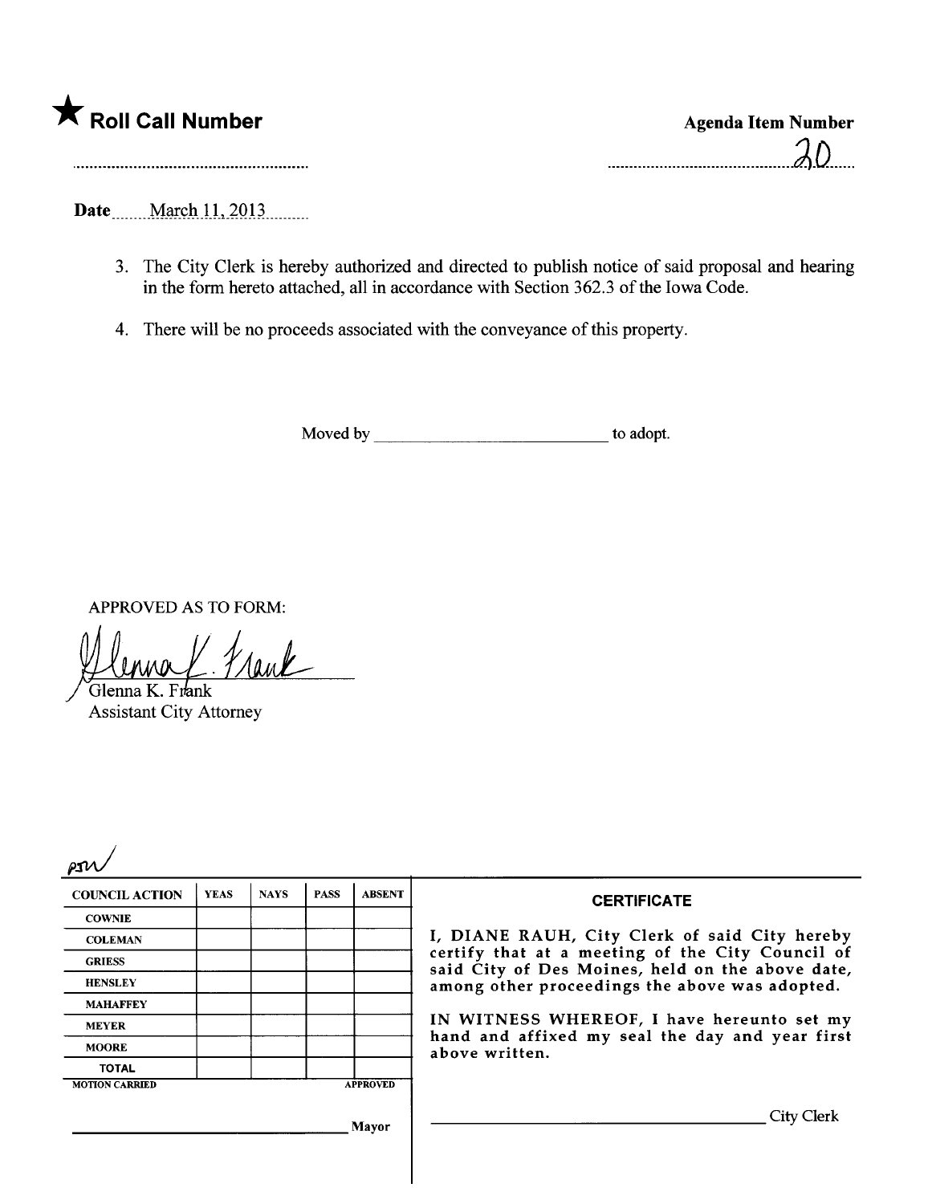★ **Roll Call Number**

**Agenda Item Number**

20

**Date** March 11, 2013

3. The City Clerk is hereby authorized and directed to publish notice of said proposal and hearing in the form hereto attached, all in accordance with Section 362.3 of the Iowa Code.

4. There will be no proceeds associated with the conveyance of this property.

Moved by ____________________________ to adopt.

APPROVED AS TO FORM:

Glenna K. Frank
Assistant City Attorney

| COUNCIL ACTION | YEAS | NAYS | PASS | ABSENT |
|---|---|---|---|---|
| COWNIE | | | | |
| COLEMAN | | | | |
| GRIESS | | | | |
| HENSLEY | | | | |
| MAHAFFEY | | | | |
| MEYER | | | | |
| MOORE | | | | |
| TOTAL | | | | |

MOTION CARRIED APPROVED

____________________________ Mayor

**CERTIFICATE**

I, DIANE RAUH, City Clerk of said City hereby certify that at a meeting of the City Council of said City of Des Moines, held on the above date, among other proceedings the above was adopted.

IN WITNESS WHEREOF, I have hereunto set my hand and affixed my seal the day and year first above written.

____________________________ City Clerk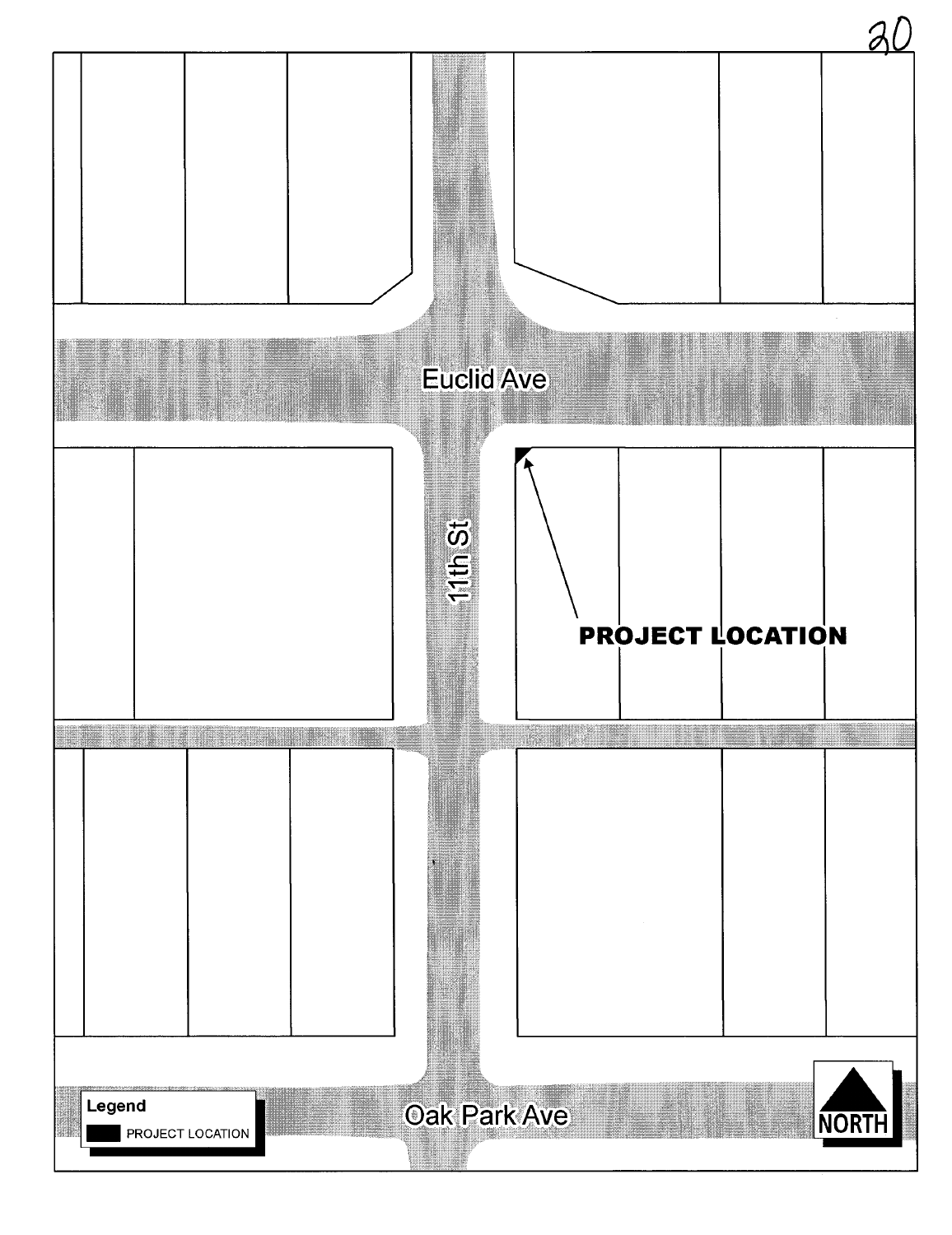Euclid Ave

11th St

PROJECT LOCATION

Oak Park Ave

Legend

PROJECT LOCATION

NORTH